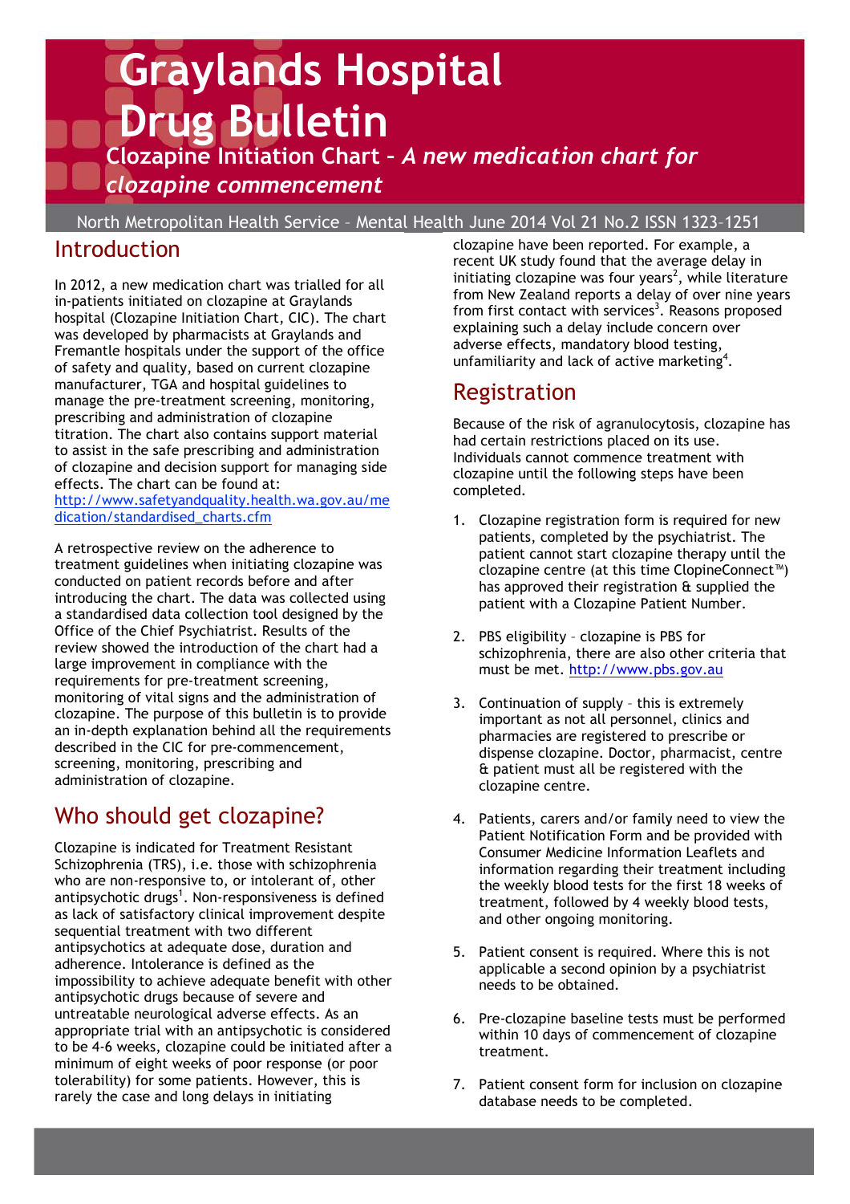# Graylands Hospital Drug Bulletin

## Clozapine Initiation Chart – *A new medication chart for clozapine commencement*

North Metropolitan Health Service – Mental Health June 2014 Vol 21 No.2 ISSN 1323–1251

## Introduction

In 2012, a new medication chart was trialled for all in-patients initiated on clozapine at Graylands hospital (Clozapine Initiation Chart, CIC). The chart was developed by pharmacists at Graylands and Fremantle hospitals under the support of the office of safety and quality, based on current clozapine manufacturer, TGA and hospital guidelines to manage the pre-treatment screening, monitoring, prescribing and administration of clozapine titration. The chart also contains support material to assist in the safe prescribing and administration of clozapine and decision support for managing side effects. The chart can be found at: [http://www.safetyandquality.health.wa.gov.au/medication/standardised_charts.cfm](http://www.safetyandquality.health.wa.gov.au/medication/standardised_charts.cfm)

A retrospective review on the adherence to treatment guidelines when initiating clozapine was conducted on patient records before and after introducing the chart. The data was collected using a standardised data collection tool designed by the Office of the Chief Psychiatrist. Results of the review showed the introduction of the chart had a large improvement in compliance with the requirements for pre-treatment screening, monitoring of vital signs and the administration of clozapine. The purpose of this bulletin is to provide an in-depth explanation behind all the requirements described in the CIC for pre-commencement, screening, monitoring, prescribing and administration of clozapine.

## Who should get clozapine?

Clozapine is indicated for Treatment Resistant Schizophrenia (TRS), i.e. those with schizophrenia who are non-responsive to, or intolerant of, other antipsychotic drugs[1]. Non-responsiveness is defined as lack of satisfactory clinical improvement despite sequential treatment with two different antipsychotics at adequate dose, duration and adherence. Intolerance is defined as the impossibility to achieve adequate benefit with other antipsychotic drugs because of severe and untreatable neurological adverse effects. As an appropriate trial with an antipsychotic is considered to be 4-6 weeks, clozapine could be initiated after a minimum of eight weeks of poor response (or poor tolerability) for some patients. However, this is rarely the case and long delays in initiating clozapine have been reported. For example, a recent UK study found that the average delay in initiating clozapine was four years[2], while literature from New Zealand reports a delay of over nine years from first contact with services[3]. Reasons proposed explaining such a delay include concern over adverse effects, mandatory blood testing, unfamiliarity and lack of active marketing[4].

## Registration

Because of the risk of agranulocytosis, clozapine has had certain restrictions placed on its use. Individuals cannot commence treatment with clozapine until the following steps have been completed.

1. Clozapine registration form is required for new patients, completed by the psychiatrist. The patient cannot start clozapine therapy until the clozapine centre (at this time ClopineConnect™) has approved their registration & supplied the patient with a Clozapine Patient Number.
2. PBS eligibility – clozapine is PBS for schizophrenia, there are also other criteria that must be met. [http://www.pbs.gov.au](http://www.pbs.gov.au)
3. Continuation of supply – this is extremely important as not all personnel, clinics and pharmacies are registered to prescribe or dispense clozapine. Doctor, pharmacist, centre & patient must all be registered with the clozapine centre.
4. Patients, carers and/or family need to view the Patient Notification Form and be provided with Consumer Medicine Information Leaflets and information regarding their treatment including the weekly blood tests for the first 18 weeks of treatment, followed by 4 weekly blood tests, and other ongoing monitoring.
5. Patient consent is required. Where this is not applicable a second opinion by a psychiatrist needs to be obtained.
6. Pre-clozapine baseline tests must be performed within 10 days of commencement of clozapine treatment.
7. Patient consent form for inclusion on clozapine database needs to be completed.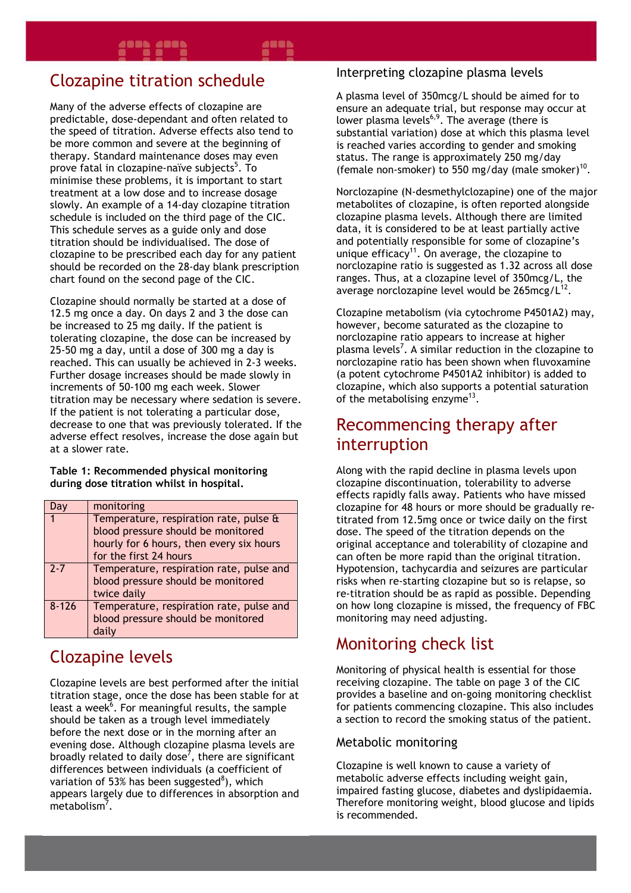## Clozapine titration schedule

Many of the adverse effects of clozapine are predictable, dose-dependant and often related to the speed of titration. Adverse effects also tend to be more common and severe at the beginning of therapy. Standard maintenance doses may even prove fatal in clozapine-naïve subjects[5]. To minimise these problems, it is important to start treatment at a low dose and to increase dosage slowly. An example of a 14-day clozapine titration schedule is included on the third page of the CIC. This schedule serves as a guide only and dose titration should be individualised. The dose of clozapine to be prescribed each day for any patient should be recorded on the 28-day blank prescription chart found on the second page of the CIC.

Clozapine should normally be started at a dose of 12.5 mg once a day. On days 2 and 3 the dose can be increased to 25 mg daily. If the patient is tolerating clozapine, the dose can be increased by 25-50 mg a day, until a dose of 300 mg a day is reached. This can usually be achieved in 2-3 weeks. Further dosage increases should be made slowly in increments of 50-100 mg each week. Slower titration may be necessary where sedation is severe. If the patient is not tolerating a particular dose, decrease to one that was previously tolerated. If the adverse effect resolves, increase the dose again but at a slower rate.

**Table 1: Recommended physical monitoring during dose titration whilst in hospital.**

| Day | monitoring |
|---|---|
| 1 | Temperature, respiration rate, pulse & blood pressure should be monitored hourly for 6 hours, then every six hours for the first 24 hours |
| 2-7 | Temperature, respiration rate, pulse and blood pressure should be monitored twice daily |
| 8-126 | Temperature, respiration rate, pulse and blood pressure should be monitored daily |

## Clozapine levels

Clozapine levels are best performed after the initial titration stage, once the dose has been stable for at least a week[6]. For meaningful results, the sample should be taken as a trough level immediately before the next dose or in the morning after an evening dose. Although clozapine plasma levels are broadly related to daily dose[7], there are significant differences between individuals (a coefficient of variation of 53% has been suggested[8]), which appears largely due to differences in absorption and metabolism[7].

### Interpreting clozapine plasma levels

A plasma level of 350mcg/L should be aimed for to ensure an adequate trial, but response may occur at lower plasma levels[6,9]. The average (there is substantial variation) dose at which this plasma level is reached varies according to gender and smoking status. The range is approximately 250 mg/day (female non-smoker) to 550 mg/day (male smoker)[10].

Norclozapine (N-desmethylclozapine) one of the major metabolites of clozapine, is often reported alongside clozapine plasma levels. Although there are limited data, it is considered to be at least partially active and potentially responsible for some of clozapine's unique efficacy[11]. On average, the clozapine to norclozapine ratio is suggested as 1.32 across all dose ranges. Thus, at a clozapine level of 350mcg/L, the average norclozapine level would be 265mcg/L[12].

Clozapine metabolism (via cytochrome P4501A2) may, however, become saturated as the clozapine to norclozapine ratio appears to increase at higher plasma levels[7]. A similar reduction in the clozapine to norclozapine ratio has been shown when fluvoxamine (a potent cytochrome P4501A2 inhibitor) is added to clozapine, which also supports a potential saturation of the metabolising enzyme[13].

## Recommencing therapy after interruption

Along with the rapid decline in plasma levels upon clozapine discontinuation, tolerability to adverse effects rapidly falls away. Patients who have missed clozapine for 48 hours or more should be gradually re-titrated from 12.5mg once or twice daily on the first dose. The speed of the titration depends on the original acceptance and tolerability of clozapine and can often be more rapid than the original titration. Hypotension, tachycardia and seizures are particular risks when re-starting clozapine but so is relapse, so re-titration should be as rapid as possible. Depending on how long clozapine is missed, the frequency of FBC monitoring may need adjusting.

## Monitoring check list

Monitoring of physical health is essential for those receiving clozapine. The table on page 3 of the CIC provides a baseline and on-going monitoring checklist for patients commencing clozapine. This also includes a section to record the smoking status of the patient.

### Metabolic monitoring

Clozapine is well known to cause a variety of metabolic adverse effects including weight gain, impaired fasting glucose, diabetes and dyslipidaemia. Therefore monitoring weight, blood glucose and lipids is recommended.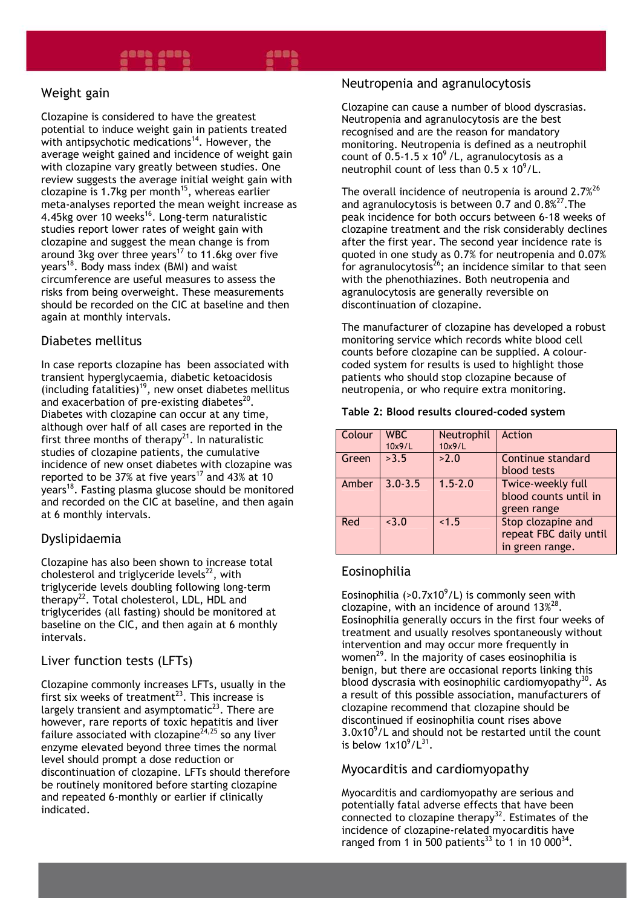## Weight gain

Clozapine is considered to have the greatest potential to induce weight gain in patients treated with antipsychotic medications[14]. However, the average weight gained and incidence of weight gain with clozapine vary greatly between studies. One review suggests the average initial weight gain with clozapine is 1.7kg per month[15], whereas earlier meta-analyses reported the mean weight increase as 4.45kg over 10 weeks[16]. Long-term naturalistic studies report lower rates of weight gain with clozapine and suggest the mean change is from around 3kg over three years[17] to 11.6kg over five years[18]. Body mass index (BMI) and waist circumference are useful measures to assess the risks from being overweight. These measurements should be recorded on the CIC at baseline and then again at monthly intervals.

## Diabetes mellitus

In case reports clozapine has been associated with transient hyperglycaemia, diabetic ketoacidosis (including fatalities)[19], new onset diabetes mellitus and exacerbation of pre-existing diabetes[20]. Diabetes with clozapine can occur at any time, although over half of all cases are reported in the first three months of therapy[21]. In naturalistic studies of clozapine patients, the cumulative incidence of new onset diabetes with clozapine was reported to be 37% at five years[17] and 43% at 10 years[18]. Fasting plasma glucose should be monitored and recorded on the CIC at baseline, and then again at 6 monthly intervals.

## Dyslipidaemia

Clozapine has also been shown to increase total cholesterol and triglyceride levels[22], with triglyceride levels doubling following long-term therapy[22]. Total cholesterol, LDL, HDL and triglycerides (all fasting) should be monitored at baseline on the CIC, and then again at 6 monthly intervals.

## Liver function tests (LFTs)

Clozapine commonly increases LFTs, usually in the first six weeks of treatment[23]. This increase is largely transient and asymptomatic[23]. There are however, rare reports of toxic hepatitis and liver failure associated with clozapine[24,25] so any liver enzyme elevated beyond three times the normal level should prompt a dose reduction or discontinuation of clozapine. LFTs should therefore be routinely monitored before starting clozapine and repeated 6-monthly or earlier if clinically indicated.

## Neutropenia and agranulocytosis

Clozapine can cause a number of blood dyscrasias. Neutropenia and agranulocytosis are the best recognised and are the reason for mandatory monitoring. Neutropenia is defined as a neutrophil count of $0.5\text{-}1.5 \times 10^9$ /L, agranulocytosis as a neutrophil count of less than $0.5 \times 10^9$/L.

The overall incidence of neutropenia is around 2.7%[26] and agranulocytosis is between 0.7 and 0.8%[27]. The peak incidence for both occurs between 6-18 weeks of clozapine treatment and the risk considerably declines after the first year. The second year incidence rate is quoted in one study as 0.7% for neutropenia and 0.07% for agranulocytosis[26]; an incidence similar to that seen with the phenothiazines. Both neutropenia and agranulocytosis are generally reversible on discontinuation of clozapine.

The manufacturer of clozapine has developed a robust monitoring service which records white blood cell counts before clozapine can be supplied. A colour-coded system for results is used to highlight those patients who should stop clozapine because of neutropenia, or who require extra monitoring.

**Table 2: Blood results cloured-coded system**

| Colour | WBC 10x9/L | Neutrophil 10x9/L | Action |
|---|---|---|---|
| Green | >3.5 | >2.0 | Continue standard blood tests |
| Amber | 3.0-3.5 | 1.5-2.0 | Twice-weekly full blood counts until in green range |
| Red | <3.0 | <1.5 | Stop clozapine and repeat FBC daily until in green range. |

## Eosinophilia

Eosinophilia ($>0.7\times10^9$/L) is commonly seen with clozapine, with an incidence of around 13%[28]. Eosinophilia generally occurs in the first four weeks of treatment and usually resolves spontaneously without intervention and may occur more frequently in women[29]. In the majority of cases eosinophilia is benign, but there are occasional reports linking this blood dyscrasia with eosinophilic cardiomyopathy[30]. As a result of this possible association, manufacturers of clozapine recommend that clozapine should be discontinued if eosinophilia count rises above $3.0\times10^9$/L and should not be restarted until the count is below $1\times10^9$/L[31].

## Myocarditis and cardiomyopathy

Myocarditis and cardiomyopathy are serious and potentially fatal adverse effects that have been connected to clozapine therapy[32]. Estimates of the incidence of clozapine-related myocarditis have ranged from 1 in 500 patients[33] to 1 in 10 000[34].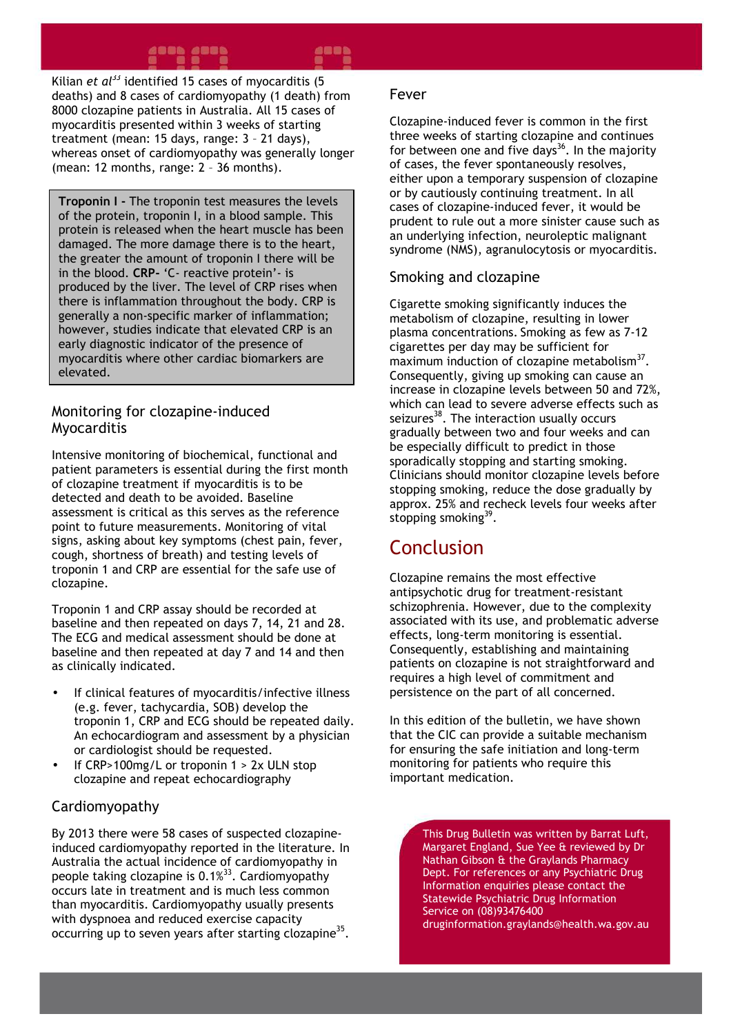Kilian *et al*[33] identified 15 cases of myocarditis (5 deaths) and 8 cases of cardiomyopathy (1 death) from 8000 clozapine patients in Australia. All 15 cases of myocarditis presented within 3 weeks of starting treatment (mean: 15 days, range: 3 – 21 days), whereas onset of cardiomyopathy was generally longer (mean: 12 months, range: 2 – 36 months).

> **Troponin I -** The troponin test measures the levels of the protein, troponin I, in a blood sample. This protein is released when the heart muscle has been damaged. The more damage there is to the heart, the greater the amount of troponin I there will be in the blood. **CRP-** 'C- reactive protein'- is produced by the liver. The level of CRP rises when there is inflammation throughout the body. CRP is generally a non-specific marker of inflammation; however, studies indicate that elevated CRP is an early diagnostic indicator of the presence of myocarditis where other cardiac biomarkers are elevated.

## Monitoring for clozapine-induced Myocarditis

Intensive monitoring of biochemical, functional and patient parameters is essential during the first month of clozapine treatment if myocarditis is to be detected and death to be avoided. Baseline assessment is critical as this serves as the reference point to future measurements. Monitoring of vital signs, asking about key symptoms (chest pain, fever, cough, shortness of breath) and testing levels of troponin 1 and CRP are essential for the safe use of clozapine.

Troponin 1 and CRP assay should be recorded at baseline and then repeated on days 7, 14, 21 and 28. The ECG and medical assessment should be done at baseline and then repeated at day 7 and 14 and then as clinically indicated.

- If clinical features of myocarditis/infective illness (e.g. fever, tachycardia, SOB) develop the troponin 1, CRP and ECG should be repeated daily. An echocardiogram and assessment by a physician or cardiologist should be requested.
- If CRP>100mg/L or troponin 1 > 2x ULN stop clozapine and repeat echocardiography

## Cardiomyopathy

By 2013 there were 58 cases of suspected clozapine-induced cardiomyopathy reported in the literature. In Australia the actual incidence of cardiomyopathy in people taking clozapine is 0.1%[33]. Cardiomyopathy occurs late in treatment and is much less common than myocarditis. Cardiomyopathy usually presents with dyspnoea and reduced exercise capacity occurring up to seven years after starting clozapine[35].

## Fever

Clozapine-induced fever is common in the first three weeks of starting clozapine and continues for between one and five days[36]. In the majority of cases, the fever spontaneously resolves, either upon a temporary suspension of clozapine or by cautiously continuing treatment. In all cases of clozapine-induced fever, it would be prudent to rule out a more sinister cause such as an underlying infection, neuroleptic malignant syndrome (NMS), agranulocytosis or myocarditis.

## Smoking and clozapine

Cigarette smoking significantly induces the metabolism of clozapine, resulting in lower plasma concentrations. Smoking as few as 7-12 cigarettes per day may be sufficient for maximum induction of clozapine metabolism[37]. Consequently, giving up smoking can cause an increase in clozapine levels between 50 and 72%, which can lead to severe adverse effects such as seizures[38]. The interaction usually occurs gradually between two and four weeks and can be especially difficult to predict in those sporadically stopping and starting smoking. Clinicians should monitor clozapine levels before stopping smoking, reduce the dose gradually by approx. 25% and recheck levels four weeks after stopping smoking[39].

# Conclusion

Clozapine remains the most effective antipsychotic drug for treatment-resistant schizophrenia. However, due to the complexity associated with its use, and problematic adverse effects, long-term monitoring is essential. Consequently, establishing and maintaining patients on clozapine is not straightforward and requires a high level of commitment and persistence on the part of all concerned.

In this edition of the bulletin, we have shown that the CIC can provide a suitable mechanism for ensuring the safe initiation and long-term monitoring for patients who require this important medication.

This Drug Bulletin was written by Barrat Luft, Margaret England, Sue Yee & reviewed by Dr Nathan Gibson & the Graylands Pharmacy Dept. For references or any Psychiatric Drug Information enquiries please contact the Statewide Psychiatric Drug Information Service on (08)93476400 druginformation.graylands@health.wa.gov.au